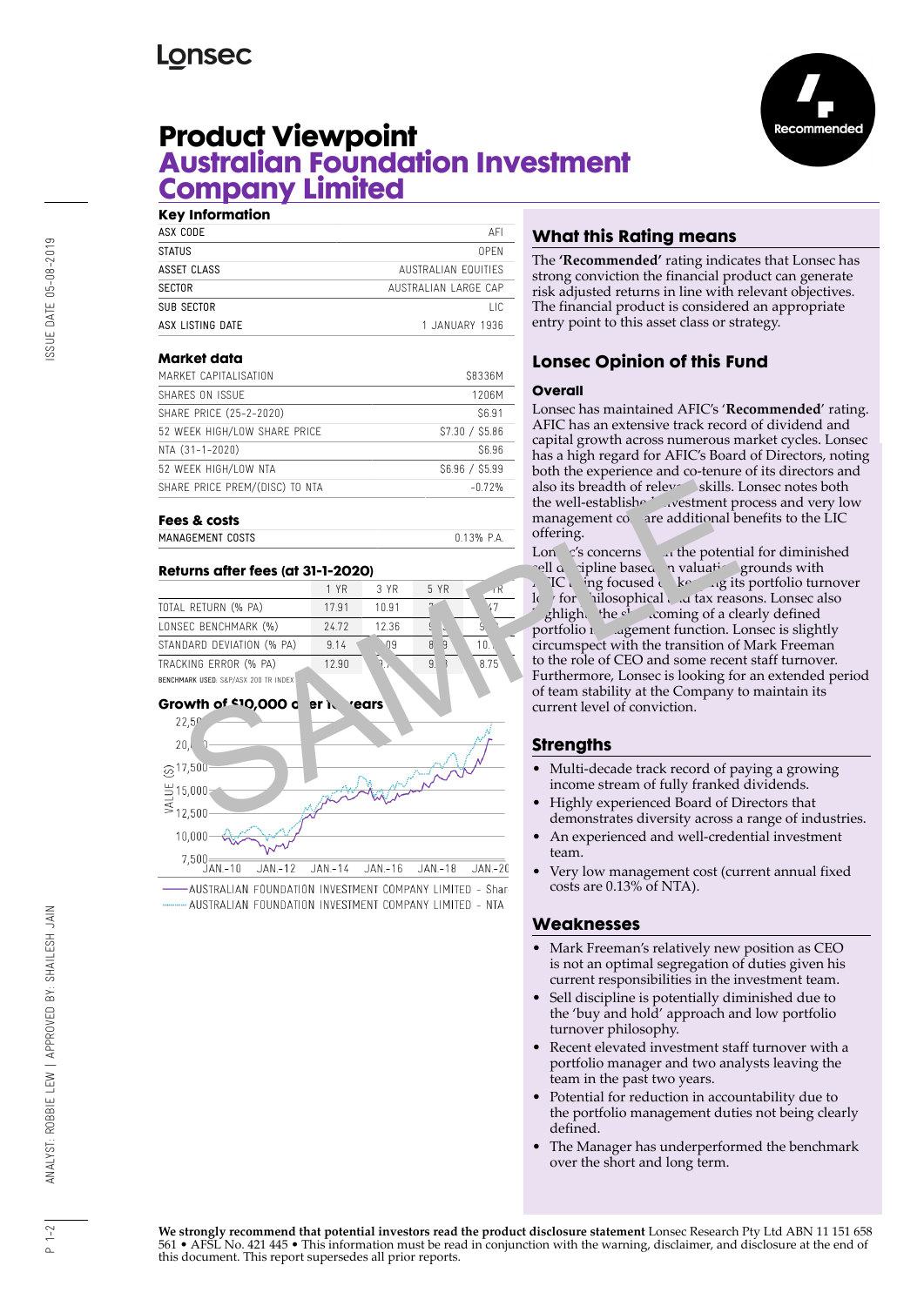Lonsec

# Product Viewpoint
## Australian Foundation Investment Company Limited

Recommended

### Key Information

| | |
|---|---|
| ASX CODE | AFI |
| STATUS | OPEN |
| ASSET CLASS | AUSTRALIAN EQUITIES |
| SECTOR | AUSTRALIAN LARGE CAP |
| SUB SECTOR | LIC |
| ASX LISTING DATE | 1 JANUARY 1936 |

### Market data

| | |
|---|---|
| MARKET CAPITALISATION | $8336M |
| SHARES ON ISSUE | 1206M |
| SHARE PRICE (25-2-2020) | $6.91 |
| 52 WEEK HIGH/LOW SHARE PRICE | $7.30 / $5.86 |
| NTA (31-1-2020) | $6.96 |
| 52 WEEK HIGH/LOW NTA | $6.96 / $5.99 |
| SHARE PRICE PREM/(DISC) TO NTA | -0.72% |

### Fees & costs

| | |
|---|---|
| MANAGEMENT COSTS | 0.13% P.A. |

### Returns after fees (at 31-1-2020)

| | 1 YR | 3 YR | 5 YR | 10 YR |
|---|---|---|---|---|
| TOTAL RETURN (% PA) | 17.91 | 10.91 | 7 | 7 |
| LONSEC BENCHMARK (%) | 24.72 | 12.36 | 9 | 9 |
| STANDARD DEVIATION (% PA) | 9.14 | 09 | 8 9 | 10. |
| TRACKING ERROR (% PA) | 12.90 | 9. | 9. 3 | 8.75 |

BENCHMARK USED: S&P/ASX 200 TR INDEX

### Growth of $10,000 over 10 years

—— AUSTRALIAN FOUNDATION INVESTMENT COMPANY LIMITED - Share
........ AUSTRALIAN FOUNDATION INVESTMENT COMPANY LIMITED - NTA

## What this Rating means

The **'Recommended'** rating indicates that Lonsec has strong conviction the financial product can generate risk adjusted returns in line with relevant objectives. The financial product is considered an appropriate entry point to this asset class or strategy.

## Lonsec Opinion of this Fund

### Overall

Lonsec has maintained AFIC's '**Recommended**' rating. AFIC has an extensive track record of dividend and capital growth across numerous market cycles. Lonsec has a high regard for AFIC's Board of Directors, noting both the experience and co-tenure of its directors and also its breadth of relevant skills. Lonsec notes both the well-established investment process and very low management costs are additional benefits to the LIC offering.

Lonsec's concerns are the potential for diminished sell discipline based on valuation grounds with AFIC being focused on keeping its portfolio turnover low for philosophical and tax reasons. Lonsec also highlights the shortcoming of a clearly defined portfolio management function. Lonsec is slightly circumspect with the transition of Mark Freeman to the role of CEO and some recent staff turnover. Furthermore, Lonsec is looking for an extended period of team stability at the Company to maintain its current level of conviction.

## Strengths

- Multi-decade track record of paying a growing income stream of fully franked dividends.
- Highly experienced Board of Directors that demonstrates diversity across a range of industries.
- An experienced and well-credential investment team.
- Very low management cost (current annual fixed costs are 0.13% of NTA).

## Weaknesses

- Mark Freeman's relatively new position as CEO is not an optimal segregation of duties given his current responsibilities in the investment team.
- Sell discipline is potentially diminished due to the 'buy and hold' approach and low portfolio turnover philosophy.
- Recent elevated investment staff turnover with a portfolio manager and two analysts leaving the team in the past two years.
- Potential for reduction in accountability due to the portfolio management duties not being clearly defined.
- The Manager has underperformed the benchmark over the short and long term.

**We strongly recommend that potential investors read the product disclosure statement** Lonsec Research Pty Ltd ABN 11 151 658 561 • AFSL No. 421 445 • This information must be read in conjunction with the warning, disclaimer, and disclosure at the end of this document. This report supersedes all prior reports.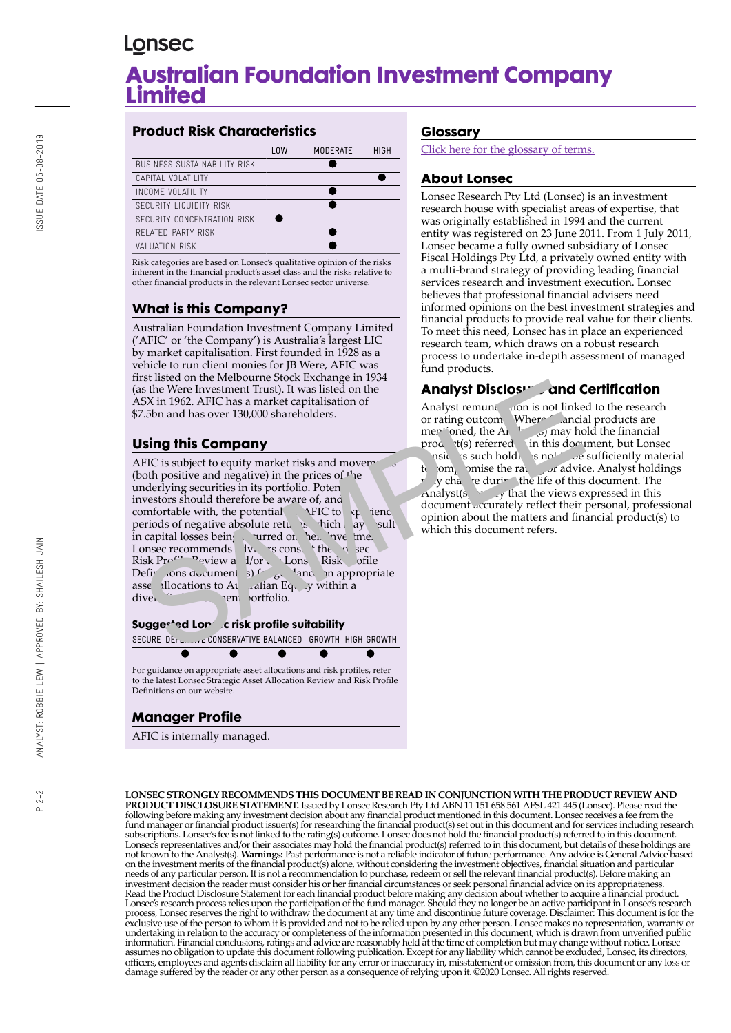# Lonsec

# Australian Foundation Investment Company Limited

## Product Risk Characteristics

| | LOW | MODERATE | HIGH |
|---|---|---|---|
| BUSINESS SUSTAINABILITY RISK | | ● | |
| CAPITAL VOLATILITY | | | ● |
| INCOME VOLATILITY | | ● | |
| SECURITY LIQUIDITY RISK | | ● | |
| SECURITY CONCENTRATION RISK | ● | | |
| RELATED-PARTY RISK | | ● | |
| VALUATION RISK | | ● | |

Risk categories are based on Lonsec's qualitative opinion of the risks inherent in the financial product's asset class and the risks relative to other financial products in the relevant Lonsec sector universe.

## What is this Company?

Australian Foundation Investment Company Limited ('AFIC' or 'the Company') is Australia's largest LIC by market capitalisation. First founded in 1928 as a vehicle to run client monies for JB Were, AFIC was first listed on the Melbourne Stock Exchange in 1934 (as the Were Investment Trust). It was listed on the ASX in 1962. AFIC has a market capitalisation of $7.5bn and has over 130,000 shareholders.

## Using this Company

AFIC is subject to equity market risks and movements (both positive and negative) in the prices of the underlying securities in its portfolio. Potential investors should therefore be aware of, and comfortable with, the potential for AFIC to experience periods of negative absolute returns which may result in capital losses being incurred on their investment. Lonsec recommends advisers consider the Lonsec Risk Profile Review and/or the Lonsec Risk Profile Definitions document(s) for guidance on appropriate asset allocations to Australian Equity within a diversified investment portfolio.

### Suggested Lonsec risk profile suitability

| SECURE | DEFENSIVE | CONSERVATIVE | BALANCED | GROWTH | HIGH GROWTH |
|---|---|---|---|---|---|
| | ● | ● | ● | ● | ● |

For guidance on appropriate asset allocations and risk profiles, refer to the latest Lonsec Strategic Asset Allocation Review and Risk Profile Definitions on our website.

## Manager Profile

AFIC is internally managed.

## Glossary

Click here for the glossary of terms.

## About Lonsec

Lonsec Research Pty Ltd (Lonsec) is an investment research house with specialist areas of expertise, that was originally established in 1994 and the current entity was registered on 23 June 2011. From 1 July 2011, Lonsec became a fully owned subsidiary of Lonsec Fiscal Holdings Pty Ltd, a privately owned entity with a multi-brand strategy of providing leading financial services research and investment execution. Lonsec believes that professional financial advisers need informed opinions on the best investment strategies and financial products to provide real value for their clients. To meet this need, Lonsec has in place an experienced research team, which draws on a robust research process to undertake in-depth assessment of managed fund products.

## Analyst Disclosure and Certification

Analyst remuneration is not linked to the research or rating outcome. Where financial products are mentioned, the Analyst(s) may hold the financial product(s) referred to in this document, but Lonsec considers such holdings not to be sufficiently material to compromise the rating or advice. Analyst holdings may change during the life of this document. The Analyst(s) certify that the views expressed in this document accurately reflect their personal, professional opinion about the matters and financial product(s) to which this document refers.

**LONSEC STRONGLY RECOMMENDS THIS DOCUMENT BE READ IN CONJUNCTION WITH THE PRODUCT REVIEW AND PRODUCT DISCLOSURE STATEMENT.** Issued by Lonsec Research Pty Ltd ABN 11 151 658 561 AFSL 421 445 (Lonsec). Please read the following before making any investment decision about any financial product mentioned in this document. Lonsec receives a fee from the fund manager or financial product issuer(s) for researching the financial product(s) set out in this document and for services including research subscriptions. Lonsec's fee is not linked to the rating(s) outcome. Lonsec does not hold the financial product(s) referred to in this document. Lonsec's representatives and/or their associates may hold the financial product(s) referred to in this document, but details of these holdings are not known to the Analyst(s). **Warnings:** Past performance is not a reliable indicator of future performance. Any advice is General Advice based on the investment merits of the financial product(s) alone, without considering the investment objectives, financial situation and particular needs of any particular person. It is not a recommendation to purchase, redeem or sell the relevant financial product(s). Before making an investment decision the reader must consider his or her financial circumstances or seek personal financial advice on its appropriateness. Read the Product Disclosure Statement for each financial product before making any decision about whether to acquire a financial product. Lonsec's research process relies upon the participation of the fund manager. Should they no longer be an active participant in Lonsec's research process, Lonsec reserves the right to withdraw the document at any time and discontinue future coverage. Disclaimer: This document is for the exclusive use of the person to whom it is provided and not to be relied upon by any other person. Lonsec makes no representation, warranty or undertaking in relation to the accuracy or completeness of the information presented in this document, which is drawn from unverified public information. Financial conclusions, ratings and advice are reasonably held at the time of completion but may change without notice. Lonsec assumes no obligation to update this document following publication. Except for any liability which cannot be excluded, Lonsec, its directors, officers, employees and agents disclaim all liability for any error or inaccuracy in, misstatement or omission from, this document or any loss or damage suffered by the reader or any other person as a consequence of relying upon it. ©2020 Lonsec. All rights reserved.